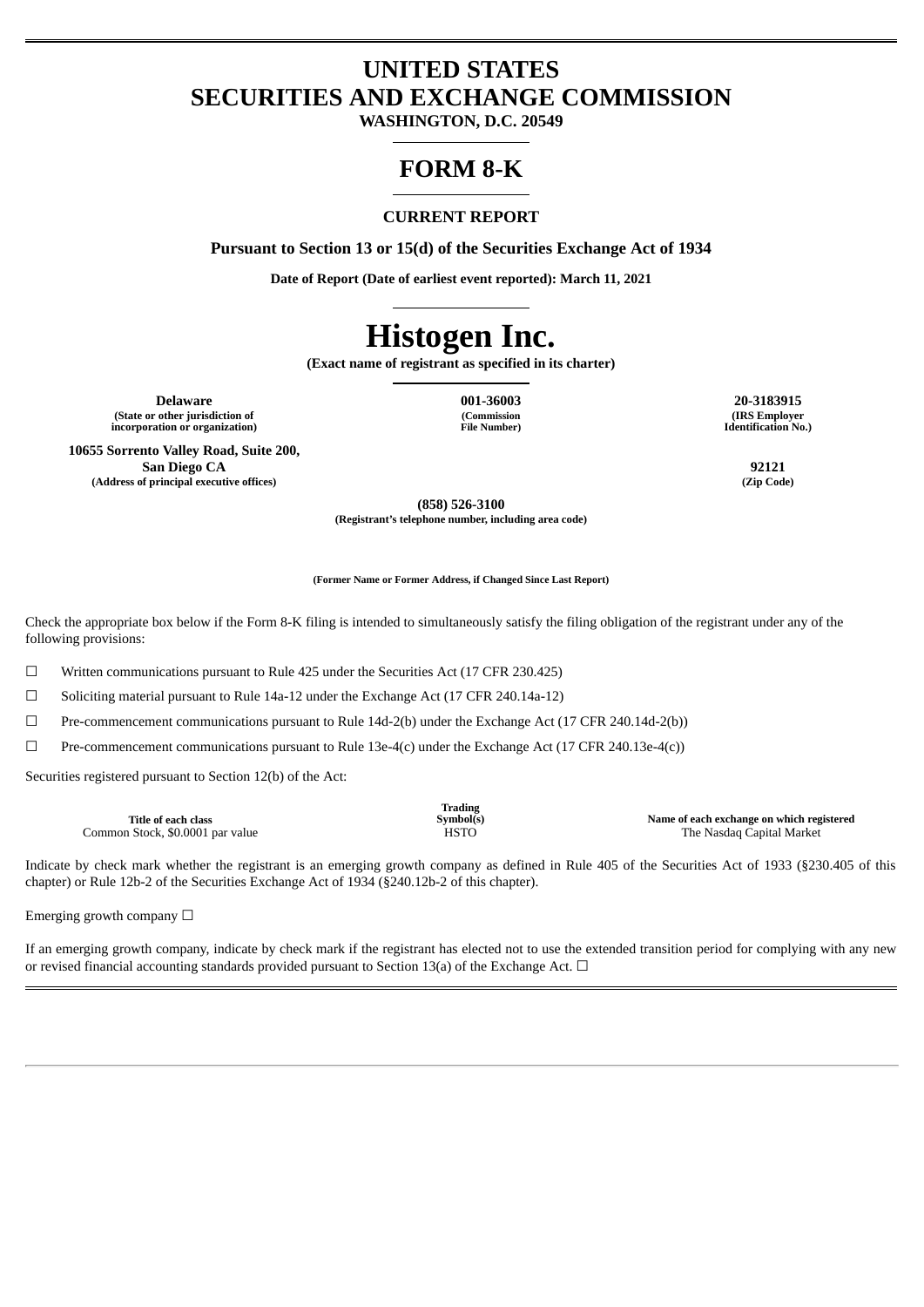# UNITED STATES
# SECURITIES AND EXCHANGE COMMISSION

**WASHINGTON, D.C. 20549**

# FORM 8-K

**CURRENT REPORT**

**Pursuant to Section 13 or 15(d) of the Securities Exchange Act of 1934**

**Date of Report (Date of earliest event reported): March 11, 2021**

# Histogen Inc.

**(Exact name of registrant as specified in its charter)**

| **Delaware** | **001-36003** | **20-3183915** |
|---|---|---|
| **(State or other jurisdiction of incorporation or organization)** | **(Commission File Number)** | **(IRS Employer Identification No.)** |

| **10655 Sorrento Valley Road, Suite 200, San Diego CA** | **92121** |
|---|---|
| **(Address of principal executive offices)** | **(Zip Code)** |

**(858) 526-3100**
**(Registrant's telephone number, including area code)**

**(Former Name or Former Address, if Changed Since Last Report)**

Check the appropriate box below if the Form 8-K filing is intended to simultaneously satisfy the filing obligation of the registrant under any of the following provisions:

☐ Written communications pursuant to Rule 425 under the Securities Act (17 CFR 230.425)

☐ Soliciting material pursuant to Rule 14a-12 under the Exchange Act (17 CFR 240.14a-12)

☐ Pre-commencement communications pursuant to Rule 14d-2(b) under the Exchange Act (17 CFR 240.14d-2(b))

☐ Pre-commencement communications pursuant to Rule 13e-4(c) under the Exchange Act (17 CFR 240.13e-4(c))

Securities registered pursuant to Section 12(b) of the Act:

| Title of each class | Trading Symbol(s) | Name of each exchange on which registered |
|---|---|---|
| Common Stock, $0.0001 par value | HSTO | The Nasdaq Capital Market |

Indicate by check mark whether the registrant is an emerging growth company as defined in Rule 405 of the Securities Act of 1933 (§230.405 of this chapter) or Rule 12b-2 of the Securities Exchange Act of 1934 (§240.12b-2 of this chapter).

Emerging growth company ☐

If an emerging growth company, indicate by check mark if the registrant has elected not to use the extended transition period for complying with any new or revised financial accounting standards provided pursuant to Section 13(a) of the Exchange Act. ☐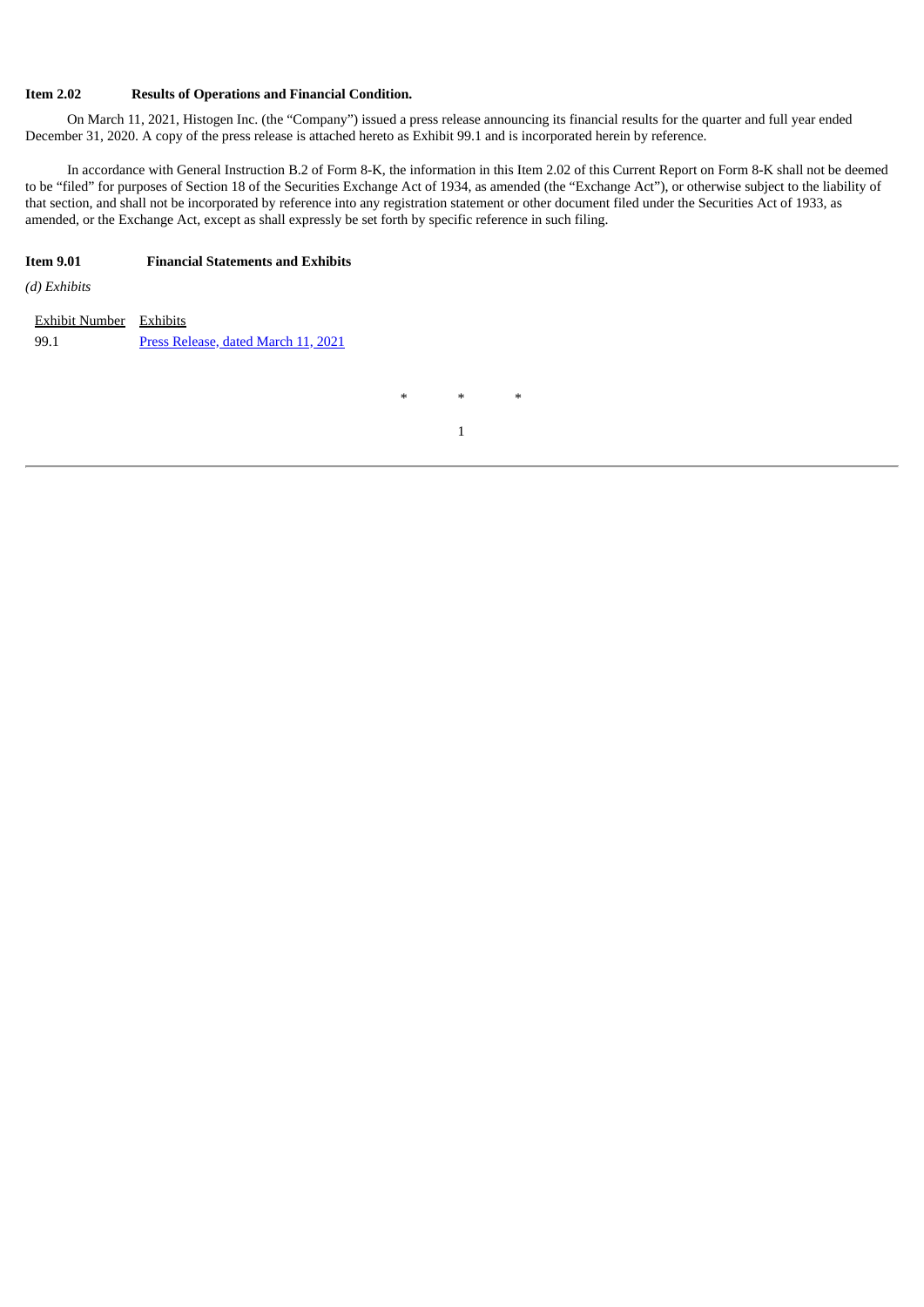**Item 2.02 Results of Operations and Financial Condition.**

On March 11, 2021, Histogen Inc. (the "Company") issued a press release announcing its financial results for the quarter and full year ended December 31, 2020. A copy of the press release is attached hereto as Exhibit 99.1 and is incorporated herein by reference.

In accordance with General Instruction B.2 of Form 8-K, the information in this Item 2.02 of this Current Report on Form 8-K shall not be deemed to be "filed" for purposes of Section 18 of the Securities Exchange Act of 1934, as amended (the "Exchange Act"), or otherwise subject to the liability of that section, and shall not be incorporated by reference into any registration statement or other document filed under the Securities Act of 1933, as amended, or the Exchange Act, except as shall expressly be set forth by specific reference in such filing.

**Item 9.01 Financial Statements and Exhibits**

*(d) Exhibits*

| Exhibit Number | Exhibits |
| --- | --- |
| 99.1 | Press Release, dated March 11, 2021 |

\* \* \*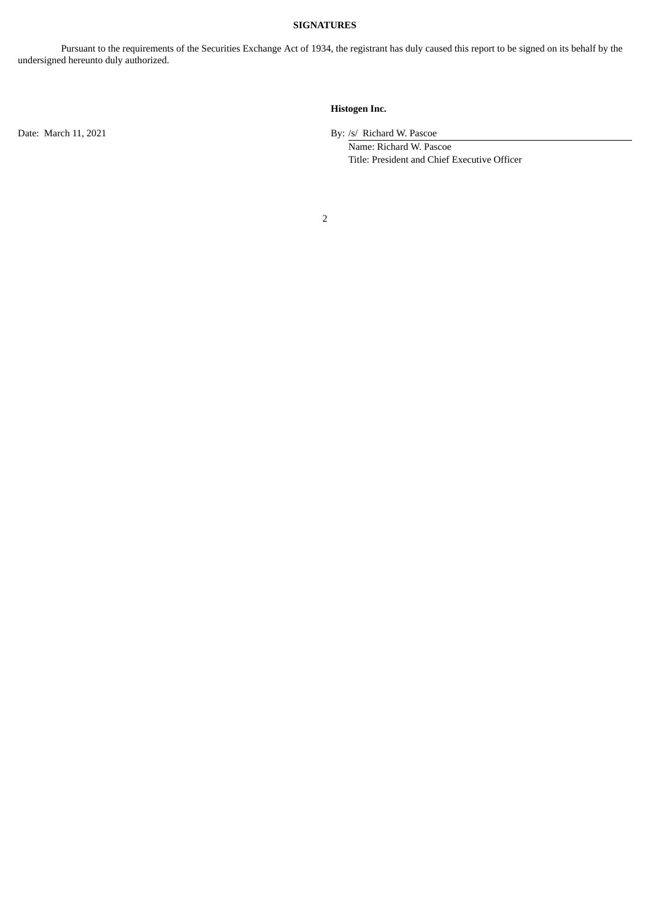**SIGNATURES**

Pursuant to the requirements of the Securities Exchange Act of 1934, the registrant has duly caused this report to be signed on its behalf by the undersigned hereunto duly authorized.

**Histogen Inc.**

Date: March 11, 2021

By: /s/ Richard W. Pascoe

Name: Richard W. Pascoe

Title: President and Chief Executive Officer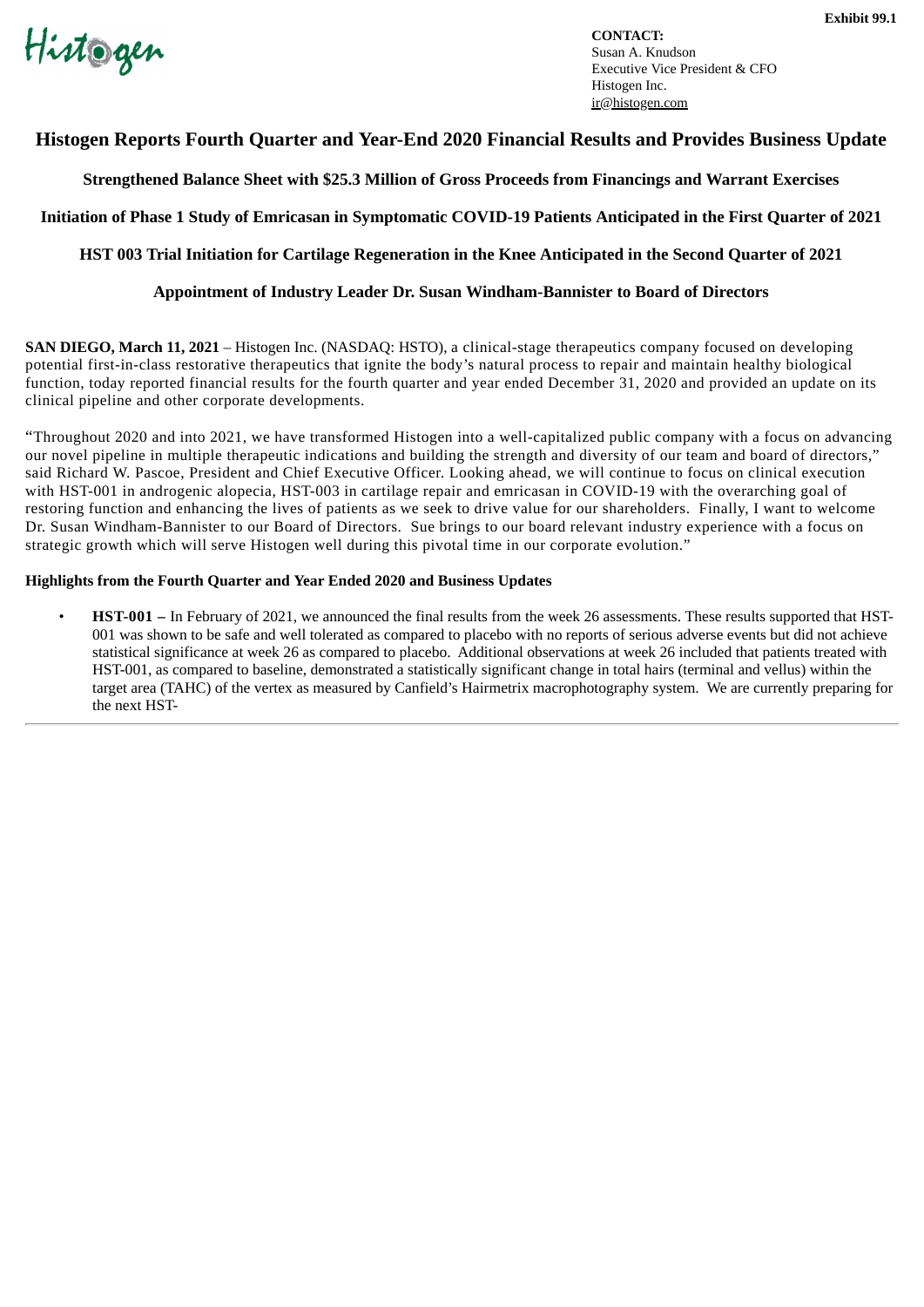**Exhibit 99.1**

Histogen

**CONTACT:**
Susan A. Knudson
Executive Vice President & CFO
Histogen Inc.
ir@histogen.com

# Histogen Reports Fourth Quarter and Year-End 2020 Financial Results and Provides Business Update

**Strengthened Balance Sheet with $25.3 Million of Gross Proceeds from Financings and Warrant Exercises**

**Initiation of Phase 1 Study of Emricasan in Symptomatic COVID-19 Patients Anticipated in the First Quarter of 2021**

**HST 003 Trial Initiation for Cartilage Regeneration in the Knee Anticipated in the Second Quarter of 2021**

**Appointment of Industry Leader Dr. Susan Windham-Bannister to Board of Directors**

**SAN DIEGO, March 11, 2021** – Histogen Inc. (NASDAQ: HSTO), a clinical-stage therapeutics company focused on developing potential first-in-class restorative therapeutics that ignite the body's natural process to repair and maintain healthy biological function, today reported financial results for the fourth quarter and year ended December 31, 2020 and provided an update on its clinical pipeline and other corporate developments.

"Throughout 2020 and into 2021, we have transformed Histogen into a well-capitalized public company with a focus on advancing our novel pipeline in multiple therapeutic indications and building the strength and diversity of our team and board of directors," said Richard W. Pascoe, President and Chief Executive Officer. Looking ahead, we will continue to focus on clinical execution with HST-001 in androgenic alopecia, HST-003 in cartilage repair and emricasan in COVID-19 with the overarching goal of restoring function and enhancing the lives of patients as we seek to drive value for our shareholders. Finally, I want to welcome Dr. Susan Windham-Bannister to our Board of Directors. Sue brings to our board relevant industry experience with a focus on strategic growth which will serve Histogen well during this pivotal time in our corporate evolution."

**Highlights from the Fourth Quarter and Year Ended 2020 and Business Updates**

- **HST-001 –** In February of 2021, we announced the final results from the week 26 assessments. These results supported that HST-001 was shown to be safe and well tolerated as compared to placebo with no reports of serious adverse events but did not achieve statistical significance at week 26 as compared to placebo. Additional observations at week 26 included that patients treated with HST-001, as compared to baseline, demonstrated a statistically significant change in total hairs (terminal and vellus) within the target area (TAHC) of the vertex as measured by Canfield's Hairmetrix macrophotography system. We are currently preparing for the next HST-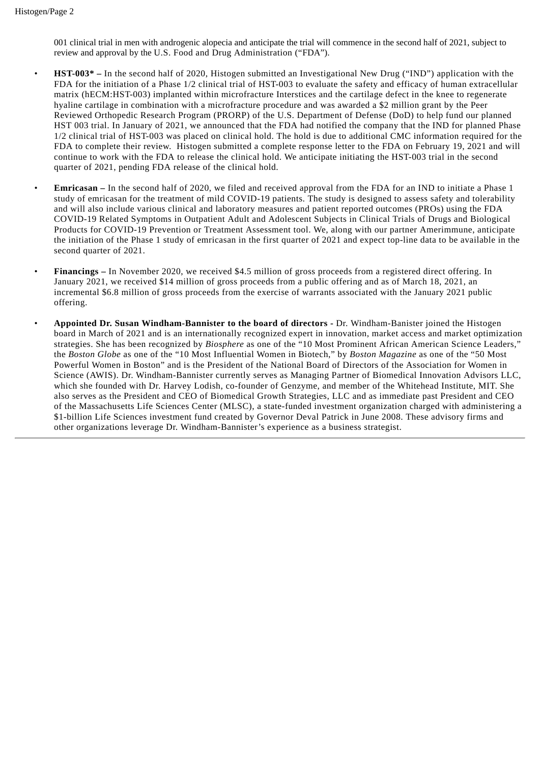001 clinical trial in men with androgenic alopecia and anticipate the trial will commence in the second half of 2021, subject to review and approval by the U.S. Food and Drug Administration ("FDA").

- **HST-003* –** In the second half of 2020, Histogen submitted an Investigational New Drug ("IND") application with the FDA for the initiation of a Phase 1/2 clinical trial of HST-003 to evaluate the safety and efficacy of human extracellular matrix (hECM:HST-003) implanted within microfracture Interstices and the cartilage defect in the knee to regenerate hyaline cartilage in combination with a microfracture procedure and was awarded a $2 million grant by the Peer Reviewed Orthopedic Research Program (PRORP) of the U.S. Department of Defense (DoD) to help fund our planned HST 003 trial. In January of 2021, we announced that the FDA had notified the company that the IND for planned Phase 1/2 clinical trial of HST-003 was placed on clinical hold. The hold is due to additional CMC information required for the FDA to complete their review. Histogen submitted a complete response letter to the FDA on February 19, 2021 and will continue to work with the FDA to release the clinical hold. We anticipate initiating the HST-003 trial in the second quarter of 2021, pending FDA release of the clinical hold.

- **Emricasan –** In the second half of 2020, we filed and received approval from the FDA for an IND to initiate a Phase 1 study of emricasan for the treatment of mild COVID-19 patients. The study is designed to assess safety and tolerability and will also include various clinical and laboratory measures and patient reported outcomes (PROs) using the FDA COVID-19 Related Symptoms in Outpatient Adult and Adolescent Subjects in Clinical Trials of Drugs and Biological Products for COVID-19 Prevention or Treatment Assessment tool. We, along with our partner Amerimmune, anticipate the initiation of the Phase 1 study of emricasan in the first quarter of 2021 and expect top-line data to be available in the second quarter of 2021.

- **Financings –** In November 2020, we received $4.5 million of gross proceeds from a registered direct offering. In January 2021, we received $14 million of gross proceeds from a public offering and as of March 18, 2021, an incremental $6.8 million of gross proceeds from the exercise of warrants associated with the January 2021 public offering.

- **Appointed Dr. Susan Windham-Bannister to the board of directors -** Dr. Windham-Banister joined the Histogen board in March of 2021 and is an internationally recognized expert in innovation, market access and market optimization strategies. She has been recognized by *Biosphere* as one of the "10 Most Prominent African American Science Leaders," the *Boston Globe* as one of the "10 Most Influential Women in Biotech," by *Boston Magazine* as one of the "50 Most Powerful Women in Boston" and is the President of the National Board of Directors of the Association for Women in Science (AWIS). Dr. Windham-Bannister currently serves as Managing Partner of Biomedical Innovation Advisors LLC, which she founded with Dr. Harvey Lodish, co-founder of Genzyme, and member of the Whitehead Institute, MIT. She also serves as the President and CEO of Biomedical Growth Strategies, LLC and as immediate past President and CEO of the Massachusetts Life Sciences Center (MLSC), a state-funded investment organization charged with administering a $1-billion Life Sciences investment fund created by Governor Deval Patrick in June 2008. These advisory firms and other organizations leverage Dr. Windham-Bannister's experience as a business strategist.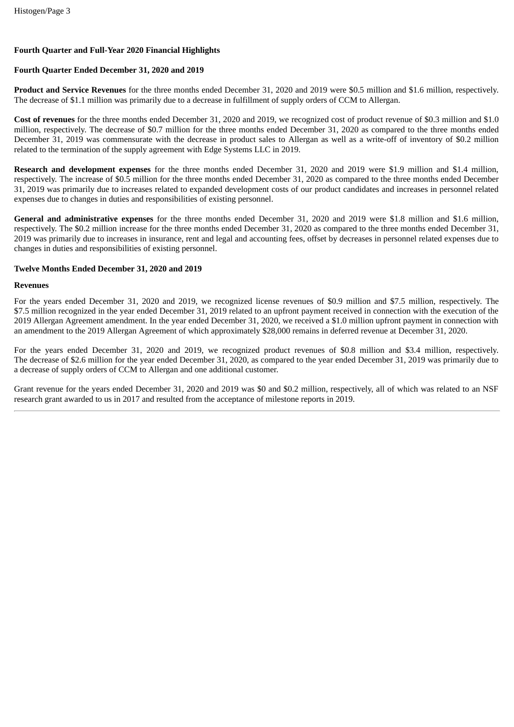**Fourth Quarter and Full-Year 2020 Financial Highlights**

**Fourth Quarter Ended December 31, 2020 and 2019**

**Product and Service Revenues** for the three months ended December 31, 2020 and 2019 were $0.5 million and $1.6 million, respectively. The decrease of $1.1 million was primarily due to a decrease in fulfillment of supply orders of CCM to Allergan.

**Cost of revenues** for the three months ended December 31, 2020 and 2019, we recognized cost of product revenue of $0.3 million and $1.0 million, respectively. The decrease of $0.7 million for the three months ended December 31, 2020 as compared to the three months ended December 31, 2019 was commensurate with the decrease in product sales to Allergan as well as a write-off of inventory of $0.2 million related to the termination of the supply agreement with Edge Systems LLC in 2019.

**Research and development expenses** for the three months ended December 31, 2020 and 2019 were $1.9 million and $1.4 million, respectively. The increase of $0.5 million for the three months ended December 31, 2020 as compared to the three months ended December 31, 2019 was primarily due to increases related to expanded development costs of our product candidates and increases in personnel related expenses due to changes in duties and responsibilities of existing personnel.

**General and administrative expenses** for the three months ended December 31, 2020 and 2019 were $1.8 million and $1.6 million, respectively. The $0.2 million increase for the three months ended December 31, 2020 as compared to the three months ended December 31, 2019 was primarily due to increases in insurance, rent and legal and accounting fees, offset by decreases in personnel related expenses due to changes in duties and responsibilities of existing personnel.

**Twelve Months Ended December 31, 2020 and 2019**

**Revenues**

For the years ended December 31, 2020 and 2019, we recognized license revenues of $0.9 million and $7.5 million, respectively. The $7.5 million recognized in the year ended December 31, 2019 related to an upfront payment received in connection with the execution of the 2019 Allergan Agreement amendment. In the year ended December 31, 2020, we received a $1.0 million upfront payment in connection with an amendment to the 2019 Allergan Agreement of which approximately $28,000 remains in deferred revenue at December 31, 2020.

For the years ended December 31, 2020 and 2019, we recognized product revenues of $0.8 million and $3.4 million, respectively. The decrease of $2.6 million for the year ended December 31, 2020, as compared to the year ended December 31, 2019 was primarily due to a decrease of supply orders of CCM to Allergan and one additional customer.

Grant revenue for the years ended December 31, 2020 and 2019 was $0 and $0.2 million, respectively, all of which was related to an NSF research grant awarded to us in 2017 and resulted from the acceptance of milestone reports in 2019.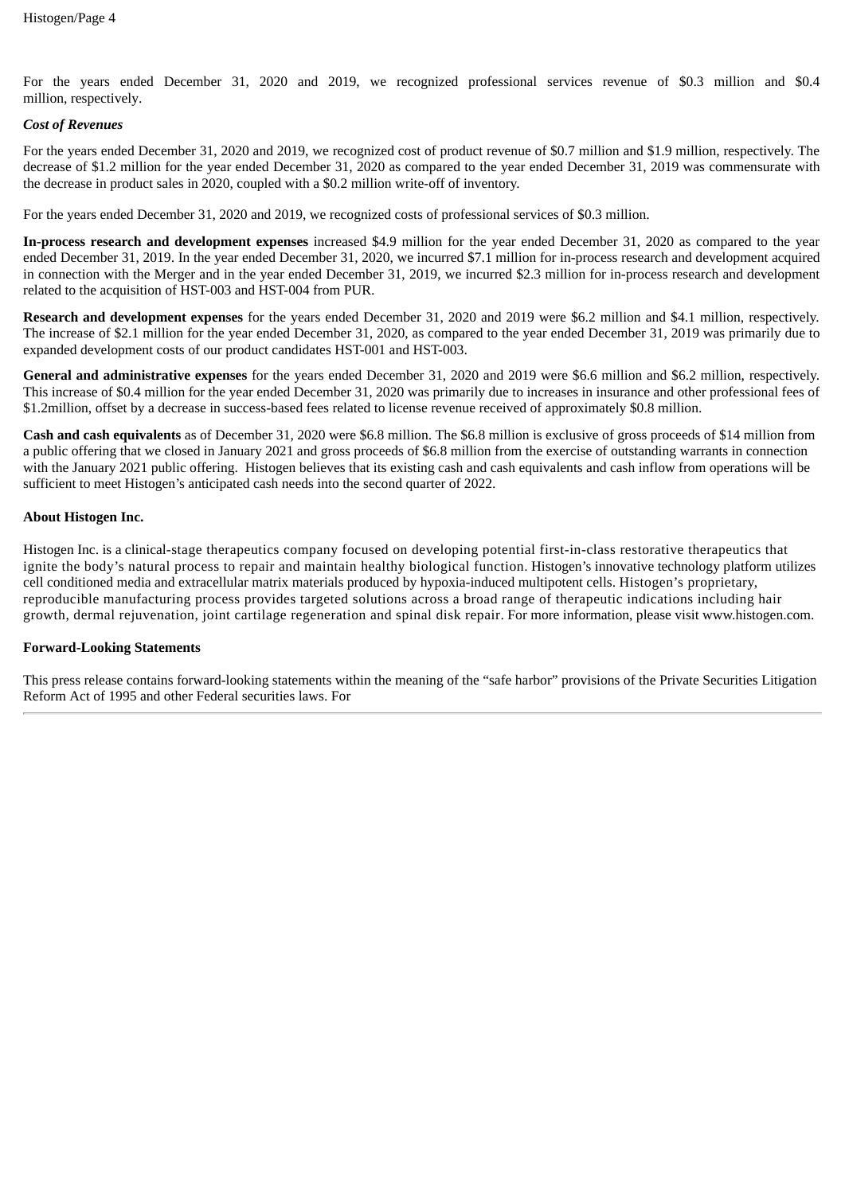For the years ended December 31, 2020 and 2019, we recognized professional services revenue of $0.3 million and $0.4 million, respectively.

***Cost of Revenues***

For the years ended December 31, 2020 and 2019, we recognized cost of product revenue of $0.7 million and $1.9 million, respectively. The decrease of $1.2 million for the year ended December 31, 2020 as compared to the year ended December 31, 2019 was commensurate with the decrease in product sales in 2020, coupled with a $0.2 million write-off of inventory.

For the years ended December 31, 2020 and 2019, we recognized costs of professional services of $0.3 million.

**In-process research and development expenses** increased $4.9 million for the year ended December 31, 2020 as compared to the year ended December 31, 2019. In the year ended December 31, 2020, we incurred $7.1 million for in-process research and development acquired in connection with the Merger and in the year ended December 31, 2019, we incurred $2.3 million for in-process research and development related to the acquisition of HST-003 and HST-004 from PUR.

**Research and development expenses** for the years ended December 31, 2020 and 2019 were $6.2 million and $4.1 million, respectively. The increase of $2.1 million for the year ended December 31, 2020, as compared to the year ended December 31, 2019 was primarily due to expanded development costs of our product candidates HST-001 and HST-003.

**General and administrative expenses** for the years ended December 31, 2020 and 2019 were $6.6 million and $6.2 million, respectively. This increase of $0.4 million for the year ended December 31, 2020 was primarily due to increases in insurance and other professional fees of $1.2million, offset by a decrease in success-based fees related to license revenue received of approximately $0.8 million.

**Cash and cash equivalents** as of December 31, 2020 were $6.8 million. The $6.8 million is exclusive of gross proceeds of $14 million from a public offering that we closed in January 2021 and gross proceeds of $6.8 million from the exercise of outstanding warrants in connection with the January 2021 public offering. Histogen believes that its existing cash and cash equivalents and cash inflow from operations will be sufficient to meet Histogen's anticipated cash needs into the second quarter of 2022.

**About Histogen Inc.**

Histogen Inc. is a clinical-stage therapeutics company focused on developing potential first-in-class restorative therapeutics that ignite the body's natural process to repair and maintain healthy biological function. Histogen's innovative technology platform utilizes cell conditioned media and extracellular matrix materials produced by hypoxia-induced multipotent cells. Histogen's proprietary, reproducible manufacturing process provides targeted solutions across a broad range of therapeutic indications including hair growth, dermal rejuvenation, joint cartilage regeneration and spinal disk repair. For more information, please visit www.histogen.com.

**Forward-Looking Statements**

This press release contains forward-looking statements within the meaning of the "safe harbor" provisions of the Private Securities Litigation Reform Act of 1995 and other Federal securities laws. For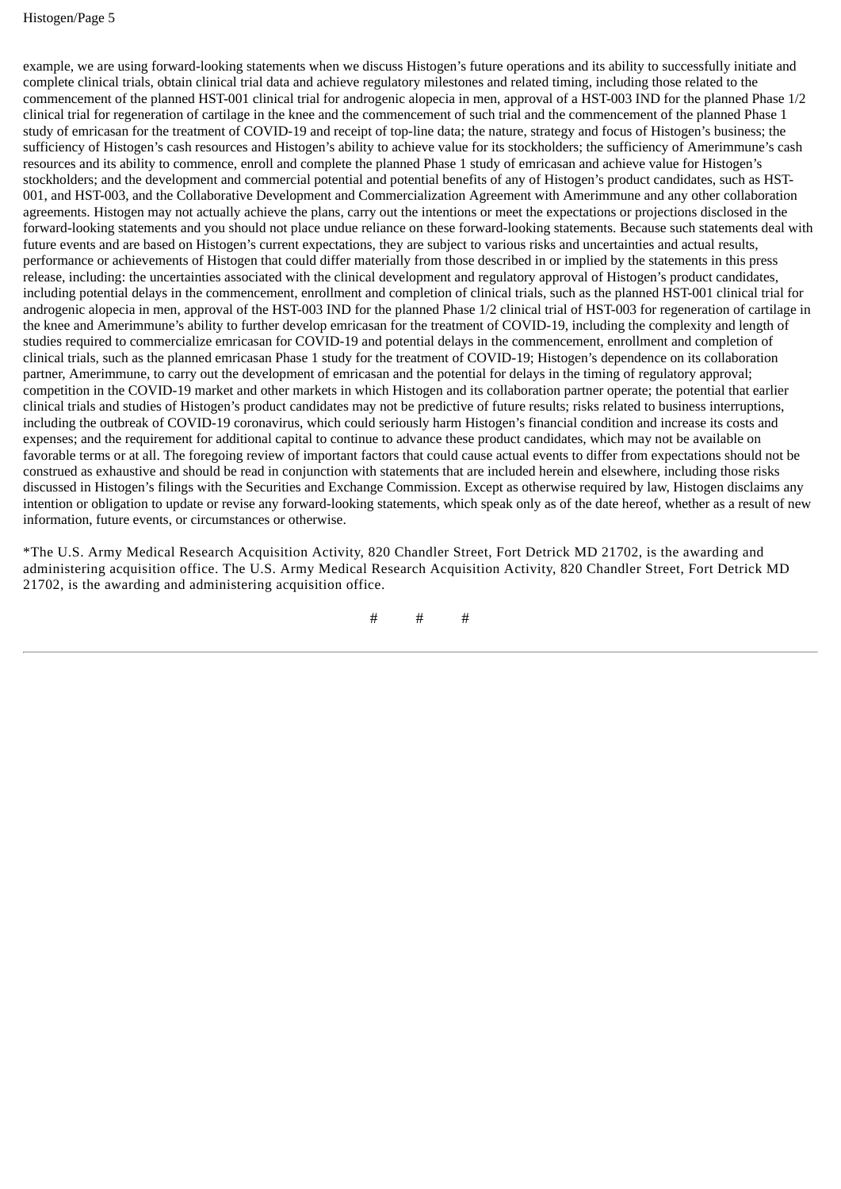example, we are using forward-looking statements when we discuss Histogen's future operations and its ability to successfully initiate and complete clinical trials, obtain clinical trial data and achieve regulatory milestones and related timing, including those related to the commencement of the planned HST-001 clinical trial for androgenic alopecia in men, approval of a HST-003 IND for the planned Phase 1/2 clinical trial for regeneration of cartilage in the knee and the commencement of such trial and the commencement of the planned Phase 1 study of emricasan for the treatment of COVID-19 and receipt of top-line data; the nature, strategy and focus of Histogen's business; the sufficiency of Histogen's cash resources and Histogen's ability to achieve value for its stockholders; the sufficiency of Amerimmune's cash resources and its ability to commence, enroll and complete the planned Phase 1 study of emricasan and achieve value for Histogen's stockholders; and the development and commercial potential and potential benefits of any of Histogen's product candidates, such as HST-001, and HST-003, and the Collaborative Development and Commercialization Agreement with Amerimmune and any other collaboration agreements. Histogen may not actually achieve the plans, carry out the intentions or meet the expectations or projections disclosed in the forward-looking statements and you should not place undue reliance on these forward-looking statements. Because such statements deal with future events and are based on Histogen's current expectations, they are subject to various risks and uncertainties and actual results, performance or achievements of Histogen that could differ materially from those described in or implied by the statements in this press release, including: the uncertainties associated with the clinical development and regulatory approval of Histogen's product candidates, including potential delays in the commencement, enrollment and completion of clinical trials, such as the planned HST-001 clinical trial for androgenic alopecia in men, approval of the HST-003 IND for the planned Phase 1/2 clinical trial of HST-003 for regeneration of cartilage in the knee and Amerimmune's ability to further develop emricasan for the treatment of COVID-19, including the complexity and length of studies required to commercialize emricasan for COVID-19 and potential delays in the commencement, enrollment and completion of clinical trials, such as the planned emricasan Phase 1 study for the treatment of COVID-19; Histogen's dependence on its collaboration partner, Amerimmune, to carry out the development of emricasan and the potential for delays in the timing of regulatory approval; competition in the COVID-19 market and other markets in which Histogen and its collaboration partner operate; the potential that earlier clinical trials and studies of Histogen's product candidates may not be predictive of future results; risks related to business interruptions, including the outbreak of COVID-19 coronavirus, which could seriously harm Histogen's financial condition and increase its costs and expenses; and the requirement for additional capital to continue to advance these product candidates, which may not be available on favorable terms or at all. The foregoing review of important factors that could cause actual events to differ from expectations should not be construed as exhaustive and should be read in conjunction with statements that are included herein and elsewhere, including those risks discussed in Histogen's filings with the Securities and Exchange Commission. Except as otherwise required by law, Histogen disclaims any intention or obligation to update or revise any forward-looking statements, which speak only as of the date hereof, whether as a result of new information, future events, or circumstances or otherwise.

*The U.S. Army Medical Research Acquisition Activity, 820 Chandler Street, Fort Detrick MD 21702, is the awarding and administering acquisition office. The U.S. Army Medical Research Acquisition Activity, 820 Chandler Street, Fort Detrick MD 21702, is the awarding and administering acquisition office.

# # #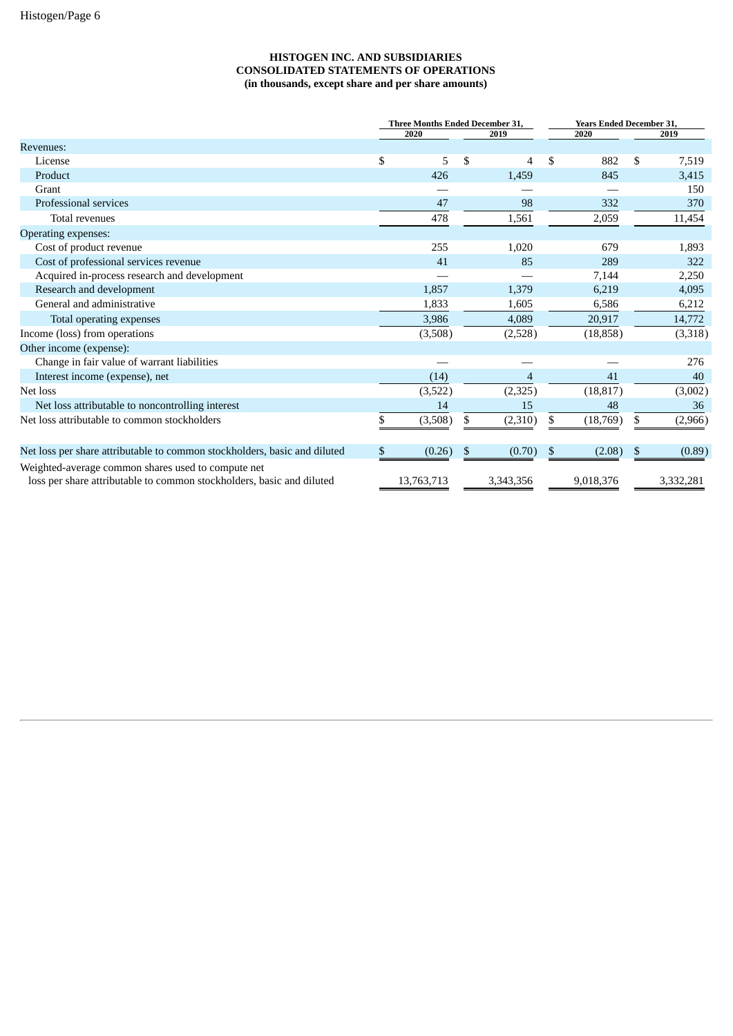**HISTOGEN INC. AND SUBSIDIARIES**
**CONSOLIDATED STATEMENTS OF OPERATIONS**
**(in thousands, except share and per share amounts)**

| | Three Months Ended December 31, | | Years Ended December 31, | |
|---|---|---|---|---|
| | 2020 | 2019 | 2020 | 2019 |
| Revenues: | | | | |
| License | $ 5 | $ 4 | $ 882 | $ 7,519 |
| Product | 426 | 1,459 | 845 | 3,415 |
| Grant | — | — | — | 150 |
| Professional services | 47 | 98 | 332 | 370 |
| Total revenues | 478 | 1,561 | 2,059 | 11,454 |
| Operating expenses: | | | | |
| Cost of product revenue | 255 | 1,020 | 679 | 1,893 |
| Cost of professional services revenue | 41 | 85 | 289 | 322 |
| Acquired in-process research and development | — | — | 7,144 | 2,250 |
| Research and development | 1,857 | 1,379 | 6,219 | 4,095 |
| General and administrative | 1,833 | 1,605 | 6,586 | 6,212 |
| Total operating expenses | 3,986 | 4,089 | 20,917 | 14,772 |
| Income (loss) from operations | (3,508) | (2,528) | (18,858) | (3,318) |
| Other income (expense): | | | | |
| Change in fair value of warrant liabilities | — | — | — | 276 |
| Interest income (expense), net | (14) | 4 | 41 | 40 |
| Net loss | (3,522) | (2,325) | (18,817) | (3,002) |
| Net loss attributable to noncontrolling interest | 14 | 15 | 48 | 36 |
| Net loss attributable to common stockholders | $ (3,508) | $ (2,310) | $ (18,769) | $ (2,966) |
| Net loss per share attributable to common stockholders, basic and diluted | $ (0.26) | $ (0.70) | $ (2.08) | $ (0.89) |
| Weighted-average common shares used to compute net loss per share attributable to common stockholders, basic and diluted | 13,763,713 | 3,343,356 | 9,018,376 | 3,332,281 |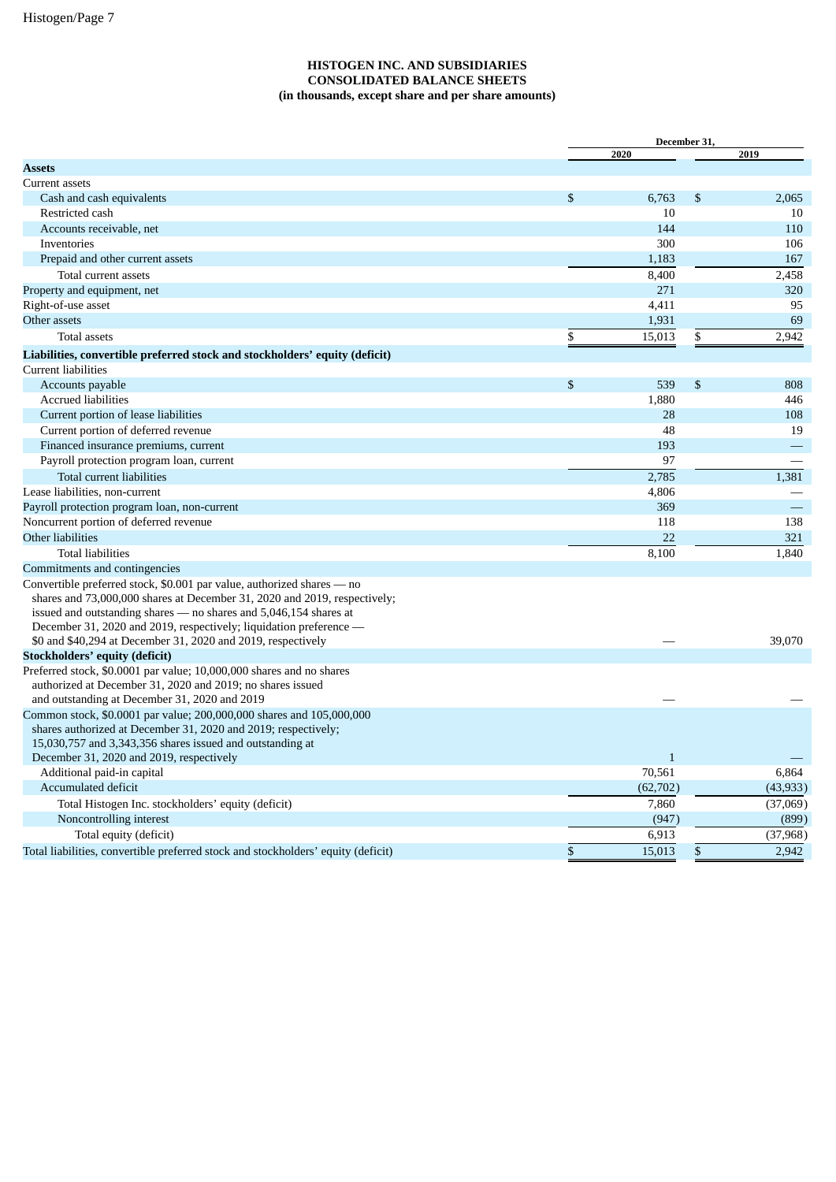**HISTOGEN INC. AND SUBSIDIARIES**
**CONSOLIDATED BALANCE SHEETS**
**(in thousands, except share and per share amounts)**

| | December 31, | |
|---|---|---|
| | 2020 | 2019 |
| **Assets** | | |
| Current assets | | |
| Cash and cash equivalents | $ 6,763 | $ 2,065 |
| Restricted cash | 10 | 10 |
| Accounts receivable, net | 144 | 110 |
| Inventories | 300 | 106 |
| Prepaid and other current assets | 1,183 | 167 |
| Total current assets | 8,400 | 2,458 |
| Property and equipment, net | 271 | 320 |
| Right-of-use asset | 4,411 | 95 |
| Other assets | 1,931 | 69 |
| Total assets | $ 15,013 | $ 2,942 |
| **Liabilities, convertible preferred stock and stockholders' equity (deficit)** | | |
| Current liabilities | | |
| Accounts payable | $ 539 | $ 808 |
| Accrued liabilities | 1,880 | 446 |
| Current portion of lease liabilities | 28 | 108 |
| Current portion of deferred revenue | 48 | 19 |
| Financed insurance premiums, current | 193 | — |
| Payroll protection program loan, current | 97 | — |
| Total current liabilities | 2,785 | 1,381 |
| Lease liabilities, non-current | 4,806 | — |
| Payroll protection program loan, non-current | 369 | — |
| Noncurrent portion of deferred revenue | 118 | 138 |
| Other liabilities | 22 | 321 |
| Total liabilities | 8,100 | 1,840 |
| Commitments and contingencies | | |
| Convertible preferred stock, $0.001 par value, authorized shares — no shares and 73,000,000 shares at December 31, 2020 and 2019, respectively; issued and outstanding shares — no shares and 5,046,154 shares at December 31, 2020 and 2019, respectively; liquidation preference — $0 and $40,294 at December 31, 2020 and 2019, respectively | — | 39,070 |
| **Stockholders' equity (deficit)** | | |
| Preferred stock, $0.0001 par value; 10,000,000 shares and no shares authorized at December 31, 2020 and 2019; no shares issued and outstanding at December 31, 2020 and 2019 | — | — |
| Common stock, $0.0001 par value; 200,000,000 shares and 105,000,000 shares authorized at December 31, 2020 and 2019; respectively; 15,030,757 and 3,343,356 shares issued and outstanding at December 31, 2020 and 2019, respectively | 1 | — |
| Additional paid-in capital | 70,561 | 6,864 |
| Accumulated deficit | (62,702) | (43,933) |
| Total Histogen Inc. stockholders' equity (deficit) | 7,860 | (37,069) |
| Noncontrolling interest | (947) | (899) |
| Total equity (deficit) | 6,913 | (37,968) |
| Total liabilities, convertible preferred stock and stockholders' equity (deficit) | $ 15,013 | $ 2,942 |